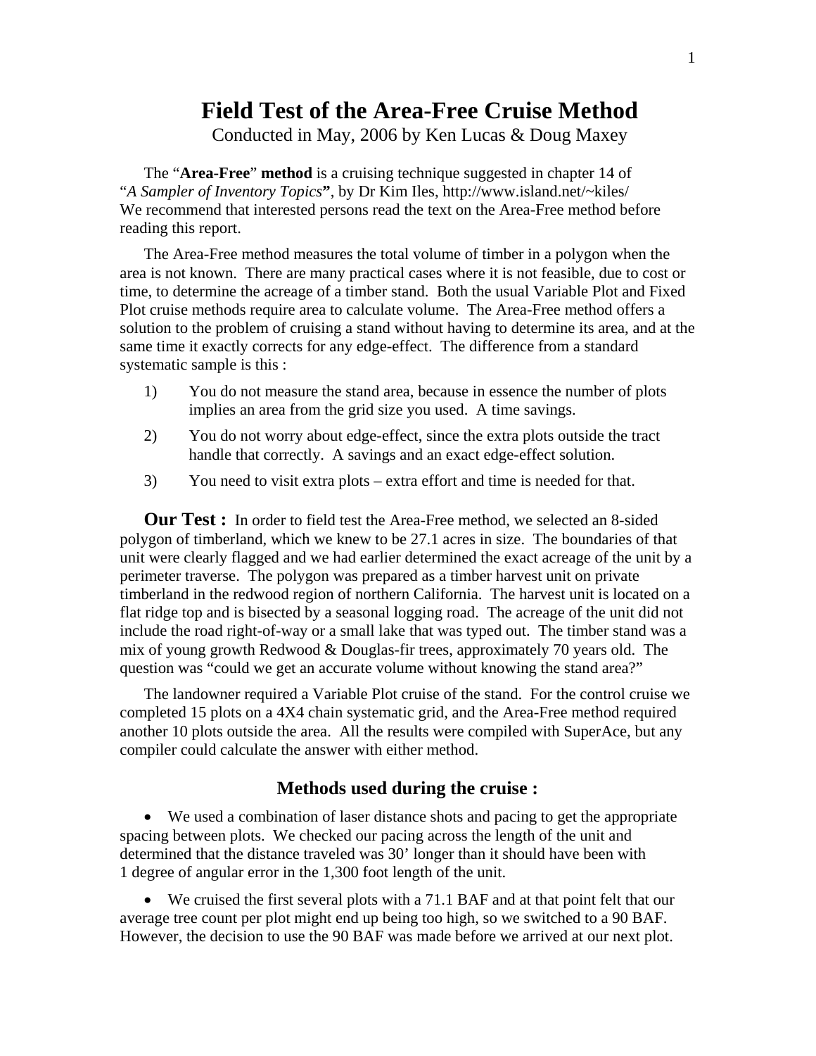# Field Test of the Area-Free Cruise Method

Conducted in May, 2006 by Ken Lucas & Doug Maxey

The "**Area-Free**" **method** is a cruising technique suggested in chapter 14 of "*A Sampler of Inventory Topics***"**, by Dr Kim Iles, http://www.island.net/~kiles/ We recommend that interested persons read the text on the Area-Free method before reading this report.

The Area-Free method measures the total volume of timber in a polygon when the area is not known. There are many practical cases where it is not feasible, due to cost or time, to determine the acreage of a timber stand. Both the usual Variable Plot and Fixed Plot cruise methods require area to calculate volume. The Area-Free method offers a solution to the problem of cruising a stand without having to determine its area, and at the same time it exactly corrects for any edge-effect. The difference from a standard systematic sample is this :

1) You do not measure the stand area, because in essence the number of plots implies an area from the grid size you used. A time savings.
2) You do not worry about edge-effect, since the extra plots outside the tract handle that correctly. A savings and an exact edge-effect solution.
3) You need to visit extra plots – extra effort and time is needed for that.

**Our Test :** In order to field test the Area-Free method, we selected an 8-sided polygon of timberland, which we knew to be 27.1 acres in size. The boundaries of that unit were clearly flagged and we had earlier determined the exact acreage of the unit by a perimeter traverse. The polygon was prepared as a timber harvest unit on private timberland in the redwood region of northern California. The harvest unit is located on a flat ridge top and is bisected by a seasonal logging road. The acreage of the unit did not include the road right-of-way or a small lake that was typed out. The timber stand was a mix of young growth Redwood & Douglas-fir trees, approximately 70 years old. The question was "could we get an accurate volume without knowing the stand area?"

The landowner required a Variable Plot cruise of the stand. For the control cruise we completed 15 plots on a 4X4 chain systematic grid, and the Area-Free method required another 10 plots outside the area. All the results were compiled with SuperAce, but any compiler could calculate the answer with either method.

## Methods used during the cruise :

- We used a combination of laser distance shots and pacing to get the appropriate spacing between plots. We checked our pacing across the length of the unit and determined that the distance traveled was 30' longer than it should have been with 1 degree of angular error in the 1,300 foot length of the unit.

- We cruised the first several plots with a 71.1 BAF and at that point felt that our average tree count per plot might end up being too high, so we switched to a 90 BAF. However, the decision to use the 90 BAF was made before we arrived at our next plot.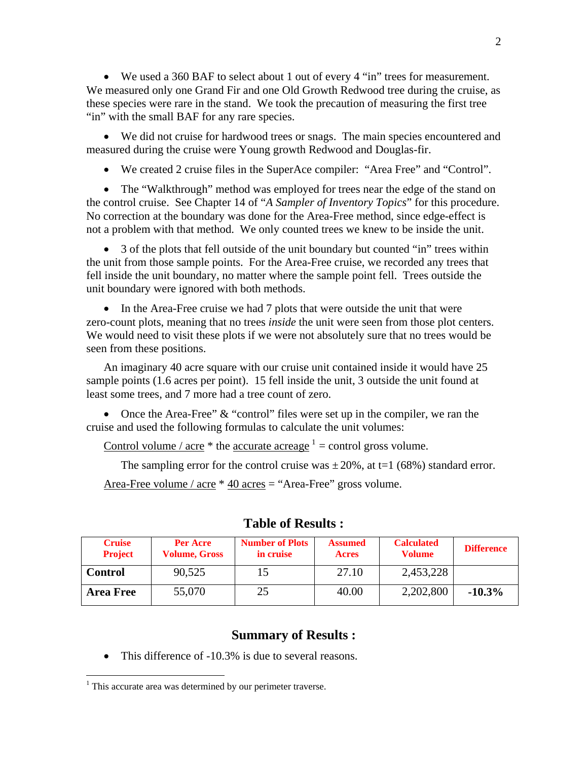- We used a 360 BAF to select about 1 out of every 4 "in" trees for measurement. We measured only one Grand Fir and one Old Growth Redwood tree during the cruise, as these species were rare in the stand. We took the precaution of measuring the first tree "in" with the small BAF for any rare species.

- We did not cruise for hardwood trees or snags. The main species encountered and measured during the cruise were Young growth Redwood and Douglas-fir.

- We created 2 cruise files in the SuperAce compiler: "Area Free" and "Control".

- The "Walkthrough" method was employed for trees near the edge of the stand on the control cruise. See Chapter 14 of "*A Sampler of Inventory Topics*" for this procedure. No correction at the boundary was done for the Area-Free method, since edge-effect is not a problem with that method. We only counted trees we knew to be inside the unit.

- 3 of the plots that fell outside of the unit boundary but counted "in" trees within the unit from those sample points. For the Area-Free cruise, we recorded any trees that fell inside the unit boundary, no matter where the sample point fell. Trees outside the unit boundary were ignored with both methods.

- In the Area-Free cruise we had 7 plots that were outside the unit that were zero-count plots, meaning that no trees *inside* the unit were seen from those plot centers. We would need to visit these plots if we were not absolutely sure that no trees would be seen from these positions.

An imaginary 40 acre square with our cruise unit contained inside it would have 25 sample points (1.6 acres per point). 15 fell inside the unit, 3 outside the unit found at least some trees, and 7 more had a tree count of zero.

- Once the Area-Free" & "control" files were set up in the compiler, we ran the cruise and used the following formulas to calculate the unit volumes:

Control volume / acre * the accurate acreage [1] = control gross volume.

The sampling error for the control cruise was ± 20%, at t=1 (68%) standard error.

Area-Free volume / acre * 40 acres = "Area-Free" gross volume.

## Table of Results :

| Cruise Project | Per Acre Volume, Gross | Number of Plots in cruise | Assumed Acres | Calculated Volume | Difference |
|---|---|---|---|---|---|
| **Control** | 90,525 | 15 | 27.10 | 2,453,228 | |
| **Area Free** | 55,070 | 25 | 40.00 | 2,202,800 | **-10.3%** |

## Summary of Results :

- This difference of -10.3% is due to several reasons.

[1] This accurate area was determined by our perimeter traverse.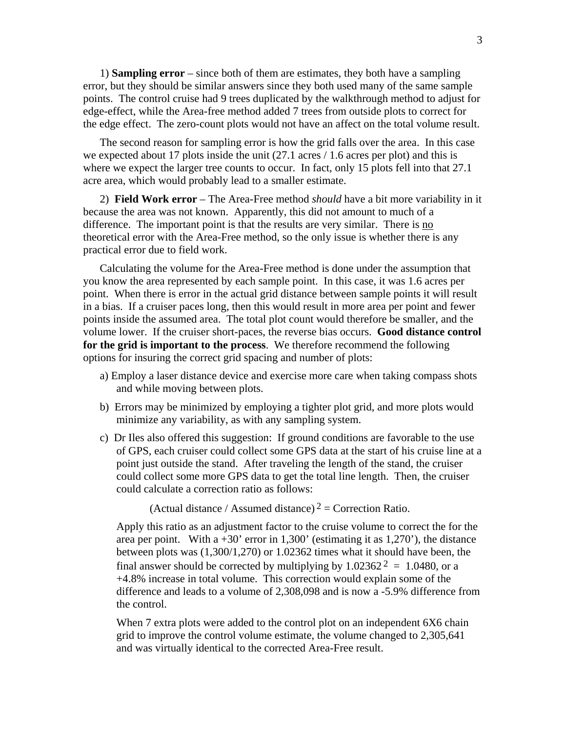1) **Sampling error** – since both of them are estimates, they both have a sampling error, but they should be similar answers since they both used many of the same sample points. The control cruise had 9 trees duplicated by the walkthrough method to adjust for edge-effect, while the Area-free method added 7 trees from outside plots to correct for the edge effect. The zero-count plots would not have an affect on the total volume result.

The second reason for sampling error is how the grid falls over the area. In this case we expected about 17 plots inside the unit (27.1 acres / 1.6 acres per plot) and this is where we expect the larger tree counts to occur. In fact, only 15 plots fell into that 27.1 acre area, which would probably lead to a smaller estimate.

2) **Field Work error** – The Area-Free method *should* have a bit more variability in it because the area was not known. Apparently, this did not amount to much of a difference. The important point is that the results are very similar. There is no theoretical error with the Area-Free method, so the only issue is whether there is any practical error due to field work.

Calculating the volume for the Area-Free method is done under the assumption that you know the area represented by each sample point. In this case, it was 1.6 acres per point. When there is error in the actual grid distance between sample points it will result in a bias. If a cruiser paces long, then this would result in more area per point and fewer points inside the assumed area. The total plot count would therefore be smaller, and the volume lower. If the cruiser short-paces, the reverse bias occurs. **Good distance control for the grid is important to the process**. We therefore recommend the following options for insuring the correct grid spacing and number of plots:

a) Employ a laser distance device and exercise more care when taking compass shots and while moving between plots.

b) Errors may be minimized by employing a tighter plot grid, and more plots would minimize any variability, as with any sampling system.

c) Dr Iles also offered this suggestion: If ground conditions are favorable to the use of GPS, each cruiser could collect some GPS data at the start of his cruise line at a point just outside the stand. After traveling the length of the stand, the cruiser could collect some more GPS data to get the total line length. Then, the cruiser could calculate a correction ratio as follows:

$$(\text{Actual distance / Assumed distance})^2 = \text{Correction Ratio.}$$

Apply this ratio as an adjustment factor to the cruise volume to correct the for the area per point. With a +30' error in 1,300' (estimating it as 1,270'), the distance between plots was (1,300/1,270) or 1.02362 times what it should have been, the final answer should be corrected by multiplying by $1.02362^2 = 1.0480$, or a +4.8% increase in total volume. This correction would explain some of the difference and leads to a volume of 2,308,098 and is now a -5.9% difference from the control.

When 7 extra plots were added to the control plot on an independent 6X6 chain grid to improve the control volume estimate, the volume changed to 2,305,641 and was virtually identical to the corrected Area-Free result.